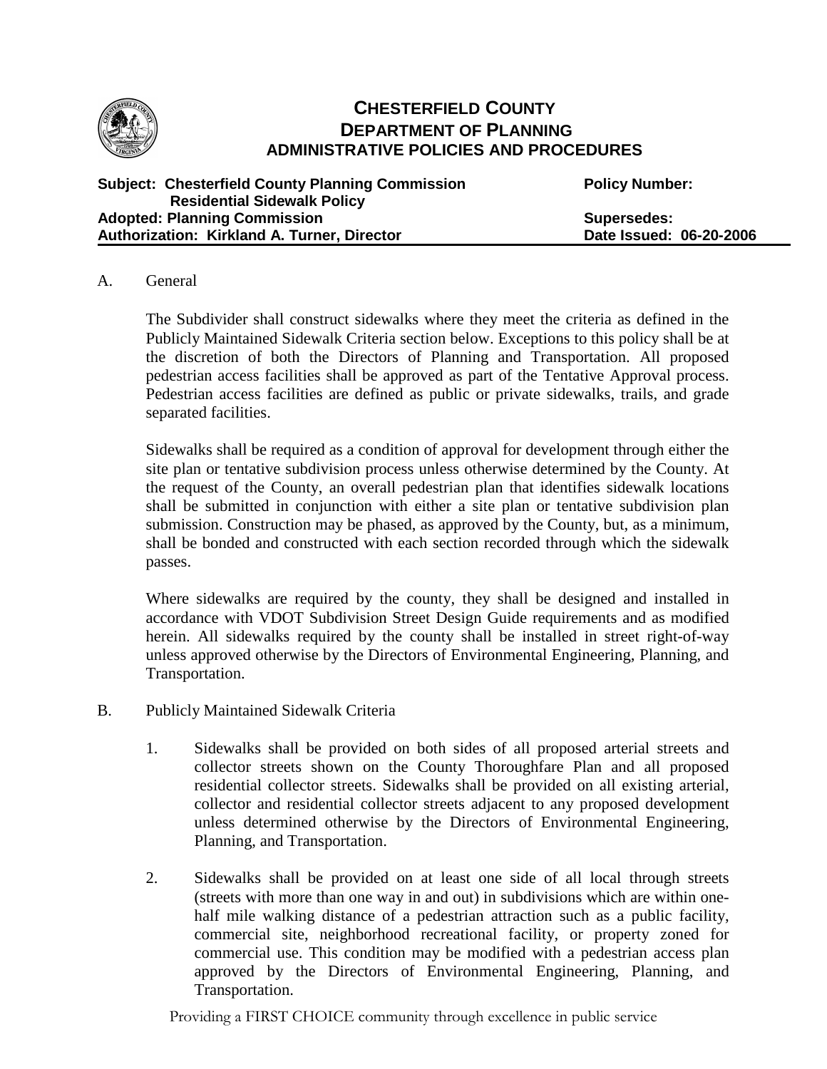# CHESTERFIELD COUNTY
## DEPARTMENT OF PLANNING
### ADMINISTRATIVE POLICIES AND PROCEDURES

**Subject: Chesterfield County Planning Commission Residential Sidewalk Policy** | **Policy Number:**

**Adopted: Planning Commission** | **Supersedes:**

**Authorization: Kirkland A. Turner, Director** | **Date Issued: 06-20-2006**

---

A. General

The Subdivider shall construct sidewalks where they meet the criteria as defined in the Publicly Maintained Sidewalk Criteria section below. Exceptions to this policy shall be at the discretion of both the Directors of Planning and Transportation. All proposed pedestrian access facilities shall be approved as part of the Tentative Approval process. Pedestrian access facilities are defined as public or private sidewalks, trails, and grade separated facilities.

Sidewalks shall be required as a condition of approval for development through either the site plan or tentative subdivision process unless otherwise determined by the County. At the request of the County, an overall pedestrian plan that identifies sidewalk locations shall be submitted in conjunction with either a site plan or tentative subdivision plan submission. Construction may be phased, as approved by the County, but, as a minimum, shall be bonded and constructed with each section recorded through which the sidewalk passes.

Where sidewalks are required by the county, they shall be designed and installed in accordance with VDOT Subdivision Street Design Guide requirements and as modified herein. All sidewalks required by the county shall be installed in street right-of-way unless approved otherwise by the Directors of Environmental Engineering, Planning, and Transportation.

B. Publicly Maintained Sidewalk Criteria

1. Sidewalks shall be provided on both sides of all proposed arterial streets and collector streets shown on the County Thoroughfare Plan and all proposed residential collector streets. Sidewalks shall be provided on all existing arterial, collector and residential collector streets adjacent to any proposed development unless determined otherwise by the Directors of Environmental Engineering, Planning, and Transportation.

2. Sidewalks shall be provided on at least one side of all local through streets (streets with more than one way in and out) in subdivisions which are within one-half mile walking distance of a pedestrian attraction such as a public facility, commercial site, neighborhood recreational facility, or property zoned for commercial use. This condition may be modified with a pedestrian access plan approved by the Directors of Environmental Engineering, Planning, and Transportation.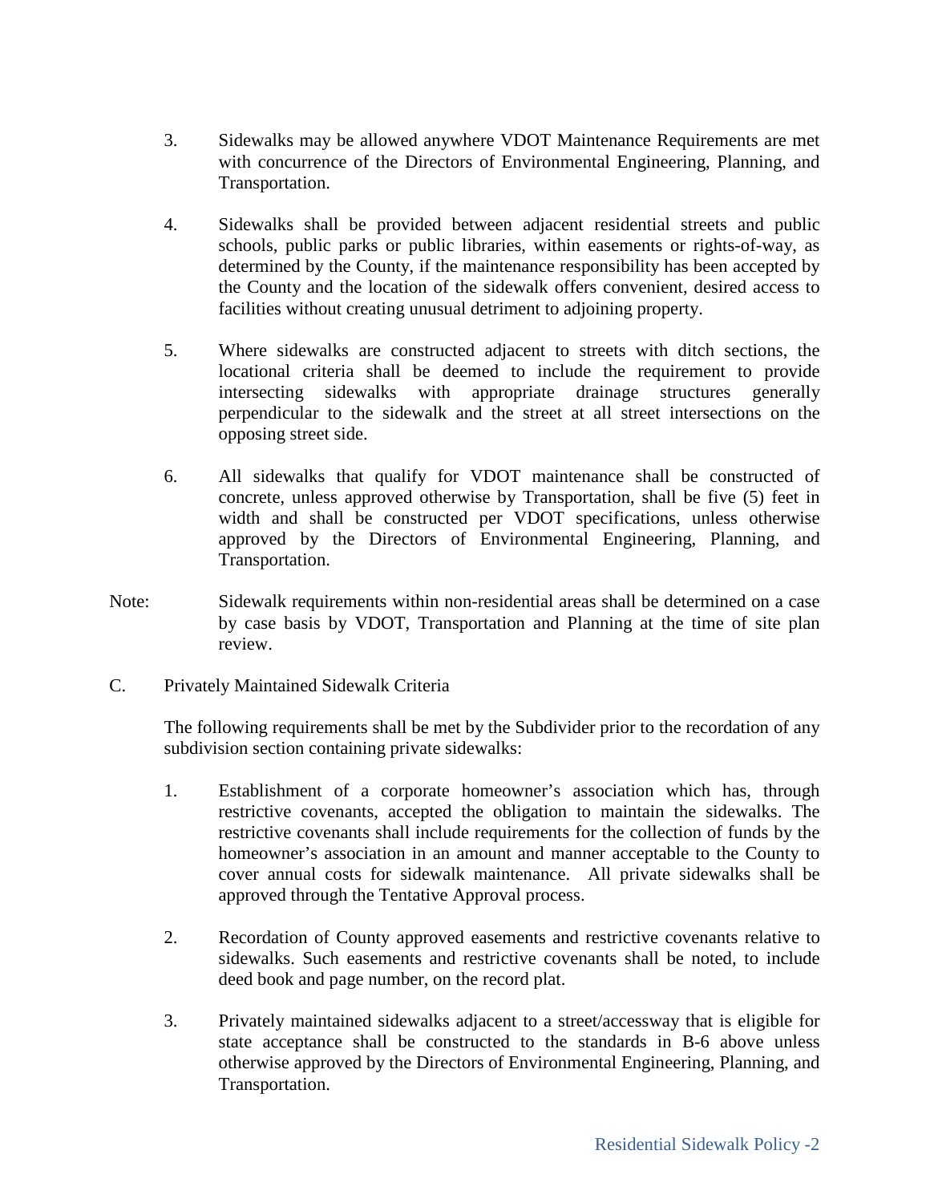3. Sidewalks may be allowed anywhere VDOT Maintenance Requirements are met with concurrence of the Directors of Environmental Engineering, Planning, and Transportation.

4. Sidewalks shall be provided between adjacent residential streets and public schools, public parks or public libraries, within easements or rights-of-way, as determined by the County, if the maintenance responsibility has been accepted by the County and the location of the sidewalk offers convenient, desired access to facilities without creating unusual detriment to adjoining property.

5. Where sidewalks are constructed adjacent to streets with ditch sections, the locational criteria shall be deemed to include the requirement to provide intersecting sidewalks with appropriate drainage structures generally perpendicular to the sidewalk and the street at all street intersections on the opposing street side.

6. All sidewalks that qualify for VDOT maintenance shall be constructed of concrete, unless approved otherwise by Transportation, shall be five (5) feet in width and shall be constructed per VDOT specifications, unless otherwise approved by the Directors of Environmental Engineering, Planning, and Transportation.

Note: Sidewalk requirements within non-residential areas shall be determined on a case by case basis by VDOT, Transportation and Planning at the time of site plan review.

C. Privately Maintained Sidewalk Criteria

The following requirements shall be met by the Subdivider prior to the recordation of any subdivision section containing private sidewalks:

1. Establishment of a corporate homeowner's association which has, through restrictive covenants, accepted the obligation to maintain the sidewalks. The restrictive covenants shall include requirements for the collection of funds by the homeowner's association in an amount and manner acceptable to the County to cover annual costs for sidewalk maintenance. All private sidewalks shall be approved through the Tentative Approval process.

2. Recordation of County approved easements and restrictive covenants relative to sidewalks. Such easements and restrictive covenants shall be noted, to include deed book and page number, on the record plat.

3. Privately maintained sidewalks adjacent to a street/accessway that is eligible for state acceptance shall be constructed to the standards in B-6 above unless otherwise approved by the Directors of Environmental Engineering, Planning, and Transportation.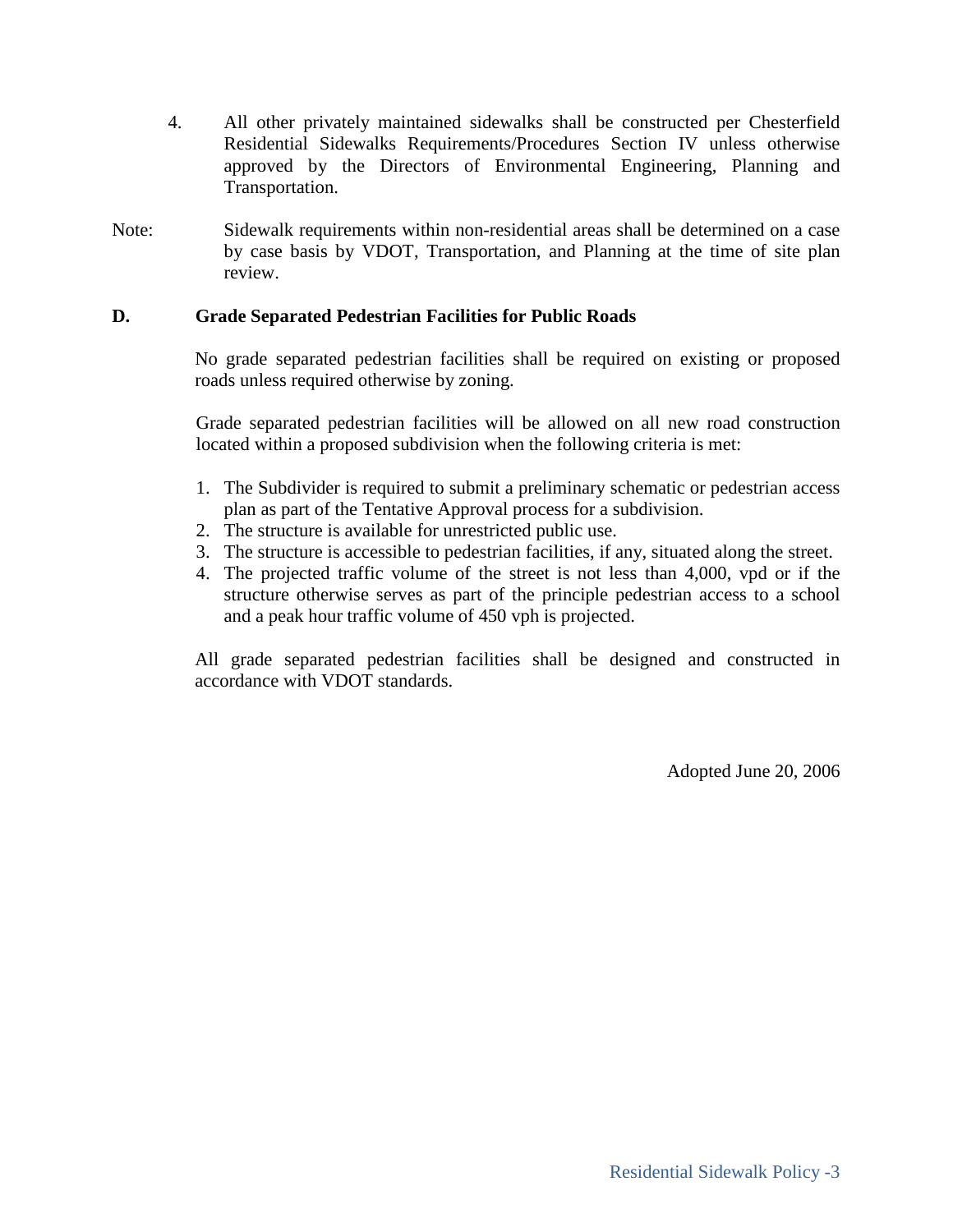4. All other privately maintained sidewalks shall be constructed per Chesterfield Residential Sidewalks Requirements/Procedures Section IV unless otherwise approved by the Directors of Environmental Engineering, Planning and Transportation.

Note: Sidewalk requirements within non-residential areas shall be determined on a case by case basis by VDOT, Transportation, and Planning at the time of site plan review.

**D. Grade Separated Pedestrian Facilities for Public Roads**

No grade separated pedestrian facilities shall be required on existing or proposed roads unless required otherwise by zoning.

Grade separated pedestrian facilities will be allowed on all new road construction located within a proposed subdivision when the following criteria is met:

1. The Subdivider is required to submit a preliminary schematic or pedestrian access plan as part of the Tentative Approval process for a subdivision.
2. The structure is available for unrestricted public use.
3. The structure is accessible to pedestrian facilities, if any, situated along the street.
4. The projected traffic volume of the street is not less than 4,000, vpd or if the structure otherwise serves as part of the principle pedestrian access to a school and a peak hour traffic volume of 450 vph is projected.

All grade separated pedestrian facilities shall be designed and constructed in accordance with VDOT standards.

Adopted June 20, 2006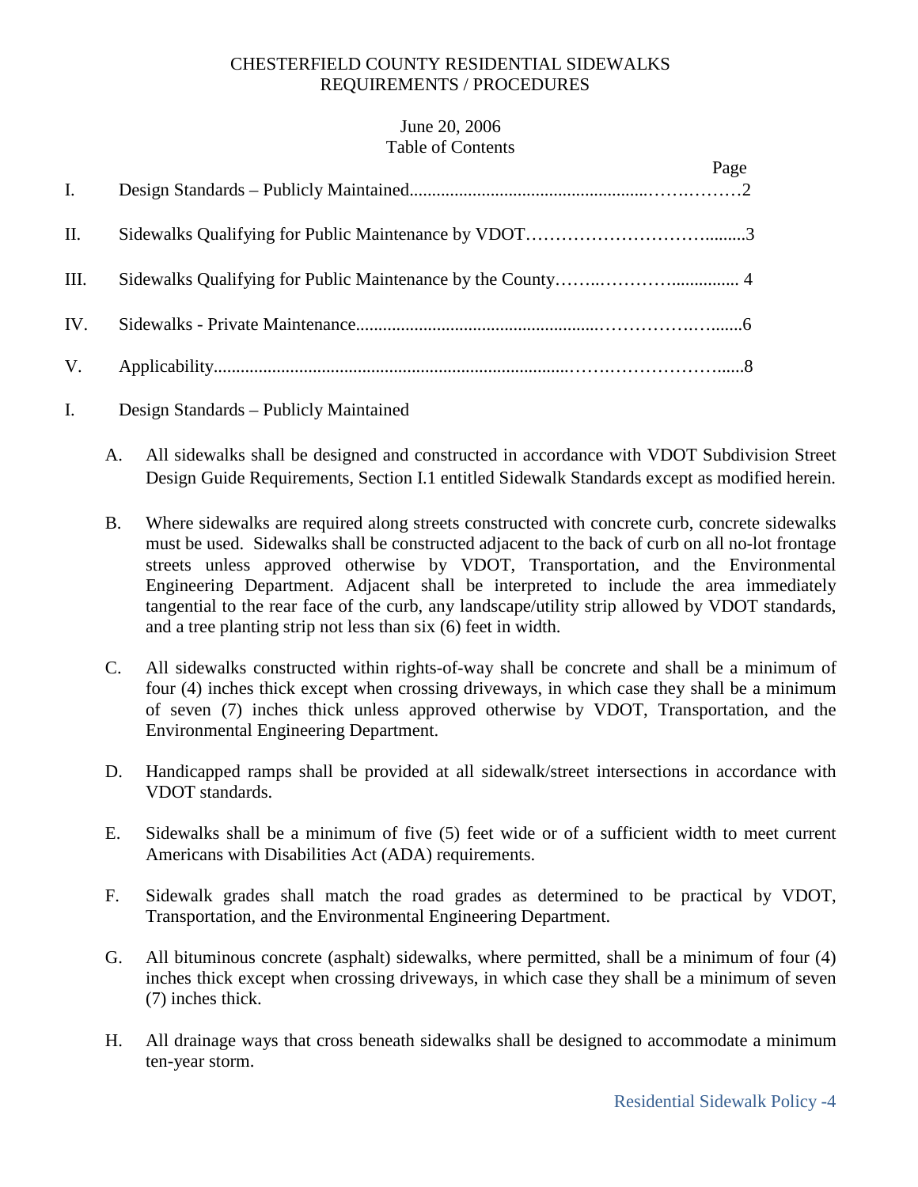CHESTERFIELD COUNTY RESIDENTIAL SIDEWALKS
REQUIREMENTS / PROCEDURES

June 20, 2006
Table of Contents

| | | Page |
|---|---|---|
| I. | Design Standards – Publicly Maintained | 2 |
| II. | Sidewalks Qualifying for Public Maintenance by VDOT | 3 |
| III. | Sidewalks Qualifying for Public Maintenance by the County | 4 |
| IV. | Sidewalks - Private Maintenance | 6 |
| V. | Applicability | 8 |

## I. Design Standards – Publicly Maintained

A. All sidewalks shall be designed and constructed in accordance with VDOT Subdivision Street Design Guide Requirements, Section I.1 entitled Sidewalk Standards except as modified herein.

B. Where sidewalks are required along streets constructed with concrete curb, concrete sidewalks must be used. Sidewalks shall be constructed adjacent to the back of curb on all no-lot frontage streets unless approved otherwise by VDOT, Transportation, and the Environmental Engineering Department. Adjacent shall be interpreted to include the area immediately tangential to the rear face of the curb, any landscape/utility strip allowed by VDOT standards, and a tree planting strip not less than six (6) feet in width.

C. All sidewalks constructed within rights-of-way shall be concrete and shall be a minimum of four (4) inches thick except when crossing driveways, in which case they shall be a minimum of seven (7) inches thick unless approved otherwise by VDOT, Transportation, and the Environmental Engineering Department.

D. Handicapped ramps shall be provided at all sidewalk/street intersections in accordance with VDOT standards.

E. Sidewalks shall be a minimum of five (5) feet wide or of a sufficient width to meet current Americans with Disabilities Act (ADA) requirements.

F. Sidewalk grades shall match the road grades as determined to be practical by VDOT, Transportation, and the Environmental Engineering Department.

G. All bituminous concrete (asphalt) sidewalks, where permitted, shall be a minimum of four (4) inches thick except when crossing driveways, in which case they shall be a minimum of seven (7) inches thick.

H. All drainage ways that cross beneath sidewalks shall be designed to accommodate a minimum ten-year storm.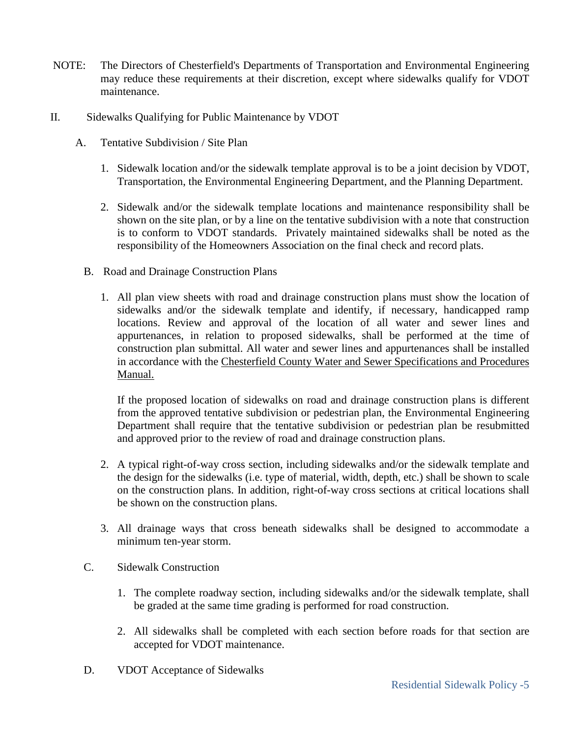NOTE: The Directors of Chesterfield's Departments of Transportation and Environmental Engineering may reduce these requirements at their discretion, except where sidewalks qualify for VDOT maintenance.

## II. Sidewalks Qualifying for Public Maintenance by VDOT

### A. Tentative Subdivision / Site Plan

1. Sidewalk location and/or the sidewalk template approval is to be a joint decision by VDOT, Transportation, the Environmental Engineering Department, and the Planning Department.

2. Sidewalk and/or the sidewalk template locations and maintenance responsibility shall be shown on the site plan, or by a line on the tentative subdivision with a note that construction is to conform to VDOT standards. Privately maintained sidewalks shall be noted as the responsibility of the Homeowners Association on the final check and record plats.

### B. Road and Drainage Construction Plans

1. All plan view sheets with road and drainage construction plans must show the location of sidewalks and/or the sidewalk template and identify, if necessary, handicapped ramp locations. Review and approval of the location of all water and sewer lines and appurtenances, in relation to proposed sidewalks, shall be performed at the time of construction plan submittal. All water and sewer lines and appurtenances shall be installed in accordance with the Chesterfield County Water and Sewer Specifications and Procedures Manual.

   If the proposed location of sidewalks on road and drainage construction plans is different from the approved tentative subdivision or pedestrian plan, the Environmental Engineering Department shall require that the tentative subdivision or pedestrian plan be resubmitted and approved prior to the review of road and drainage construction plans.

2. A typical right-of-way cross section, including sidewalks and/or the sidewalk template and the design for the sidewalks (i.e. type of material, width, depth, etc.) shall be shown to scale on the construction plans. In addition, right-of-way cross sections at critical locations shall be shown on the construction plans.

3. All drainage ways that cross beneath sidewalks shall be designed to accommodate a minimum ten-year storm.

### C. Sidewalk Construction

1. The complete roadway section, including sidewalks and/or the sidewalk template, shall be graded at the same time grading is performed for road construction.

2. All sidewalks shall be completed with each section before roads for that section are accepted for VDOT maintenance.

### D. VDOT Acceptance of Sidewalks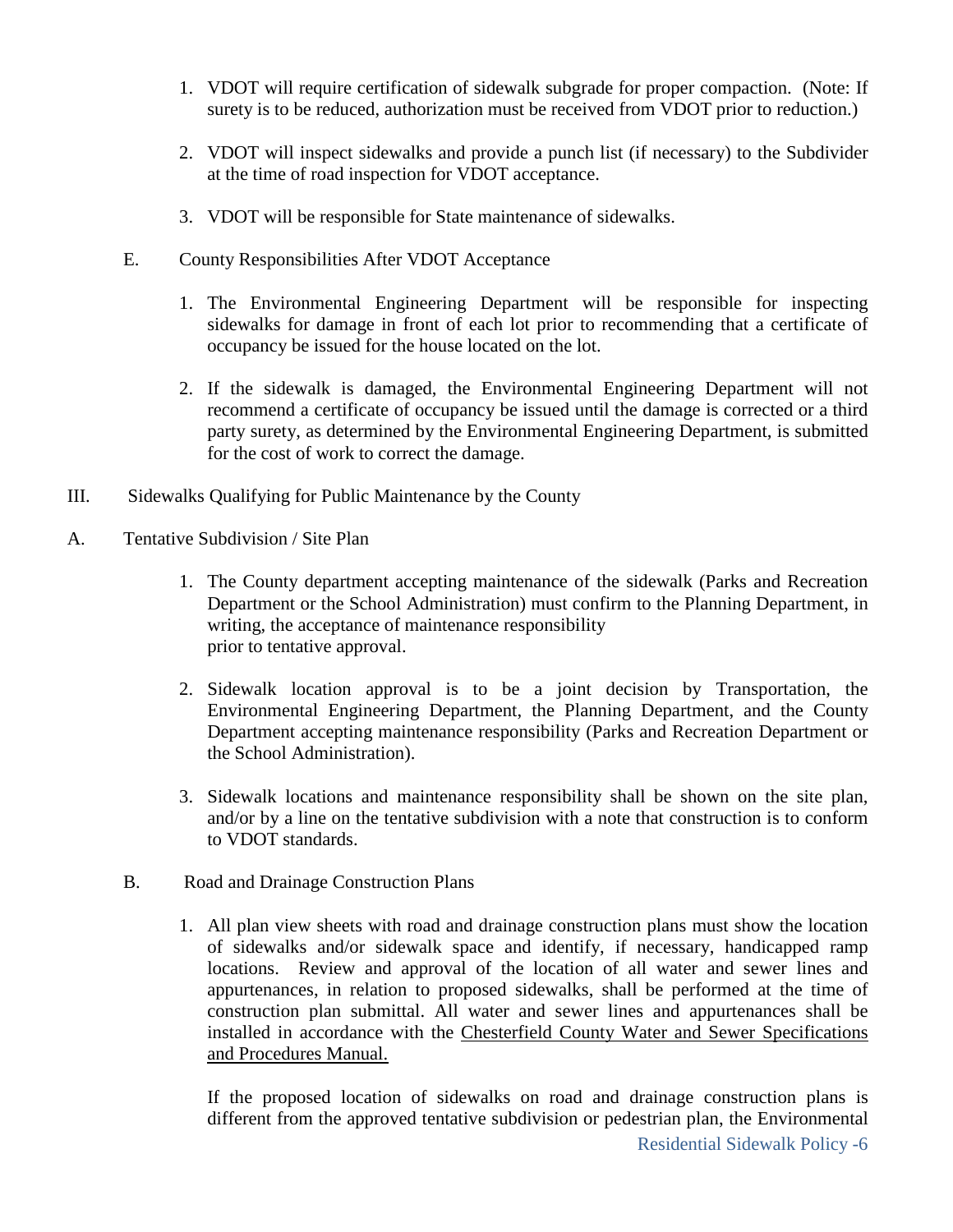1. VDOT will require certification of sidewalk subgrade for proper compaction. (Note: If surety is to be reduced, authorization must be received from VDOT prior to reduction.)

2. VDOT will inspect sidewalks and provide a punch list (if necessary) to the Subdivider at the time of road inspection for VDOT acceptance.

3. VDOT will be responsible for State maintenance of sidewalks.

E. County Responsibilities After VDOT Acceptance

1. The Environmental Engineering Department will be responsible for inspecting sidewalks for damage in front of each lot prior to recommending that a certificate of occupancy be issued for the house located on the lot.

2. If the sidewalk is damaged, the Environmental Engineering Department will not recommend a certificate of occupancy be issued until the damage is corrected or a third party surety, as determined by the Environmental Engineering Department, is submitted for the cost of work to correct the damage.

III. Sidewalks Qualifying for Public Maintenance by the County

A. Tentative Subdivision / Site Plan

1. The County department accepting maintenance of the sidewalk (Parks and Recreation Department or the School Administration) must confirm to the Planning Department, in writing, the acceptance of maintenance responsibility prior to tentative approval.

2. Sidewalk location approval is to be a joint decision by Transportation, the Environmental Engineering Department, the Planning Department, and the County Department accepting maintenance responsibility (Parks and Recreation Department or the School Administration).

3. Sidewalk locations and maintenance responsibility shall be shown on the site plan, and/or by a line on the tentative subdivision with a note that construction is to conform to VDOT standards.

B. Road and Drainage Construction Plans

1. All plan view sheets with road and drainage construction plans must show the location of sidewalks and/or sidewalk space and identify, if necessary, handicapped ramp locations. Review and approval of the location of all water and sewer lines and appurtenances, in relation to proposed sidewalks, shall be performed at the time of construction plan submittal. All water and sewer lines and appurtenances shall be installed in accordance with the Chesterfield County Water and Sewer Specifications and Procedures Manual.

   If the proposed location of sidewalks on road and drainage construction plans is different from the approved tentative subdivision or pedestrian plan, the Environmental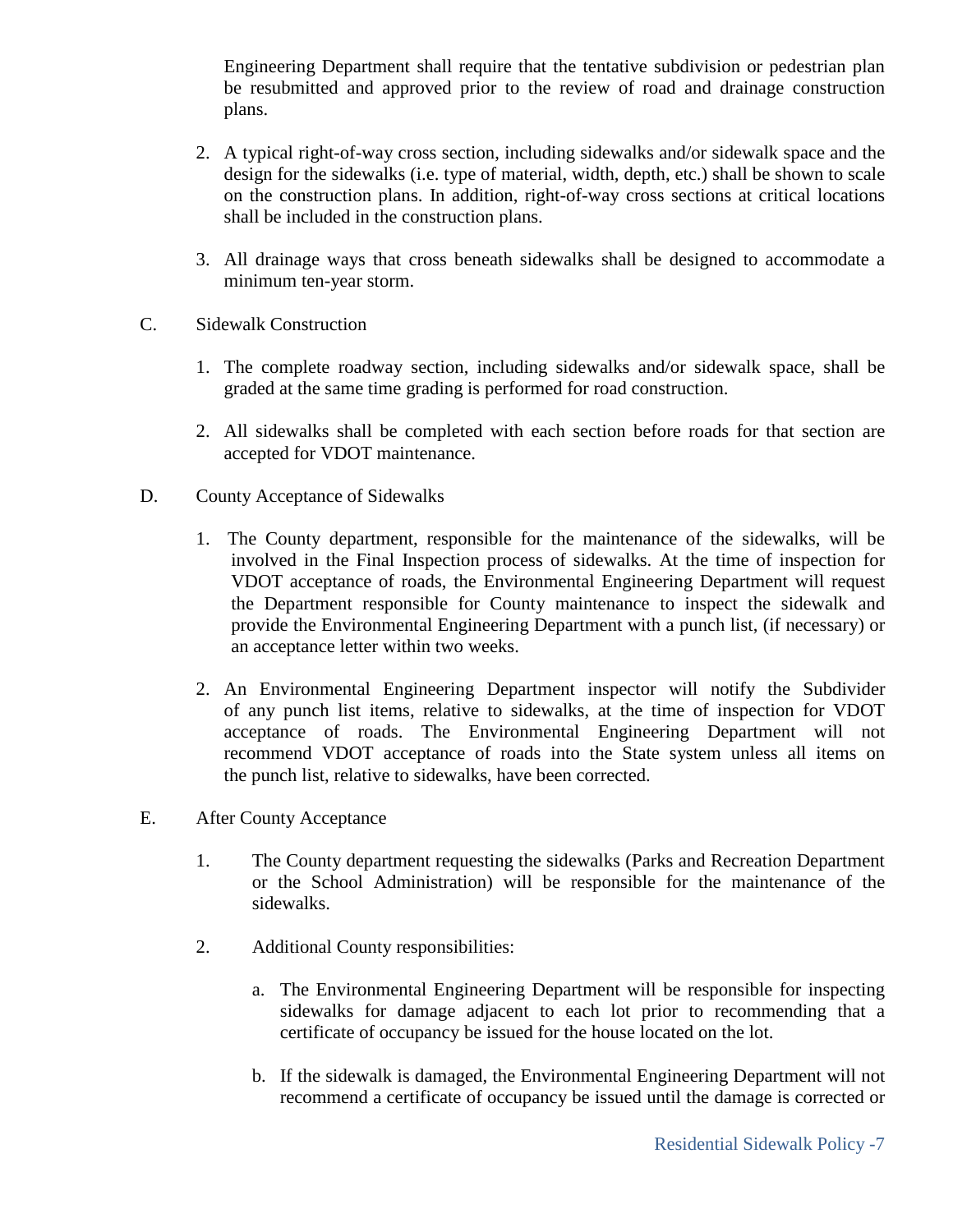Engineering Department shall require that the tentative subdivision or pedestrian plan be resubmitted and approved prior to the review of road and drainage construction plans.

2. A typical right-of-way cross section, including sidewalks and/or sidewalk space and the design for the sidewalks (i.e. type of material, width, depth, etc.) shall be shown to scale on the construction plans. In addition, right-of-way cross sections at critical locations shall be included in the construction plans.

3. All drainage ways that cross beneath sidewalks shall be designed to accommodate a minimum ten-year storm.

C. Sidewalk Construction

1. The complete roadway section, including sidewalks and/or sidewalk space, shall be graded at the same time grading is performed for road construction.

2. All sidewalks shall be completed with each section before roads for that section are accepted for VDOT maintenance.

D. County Acceptance of Sidewalks

1. The County department, responsible for the maintenance of the sidewalks, will be involved in the Final Inspection process of sidewalks. At the time of inspection for VDOT acceptance of roads, the Environmental Engineering Department will request the Department responsible for County maintenance to inspect the sidewalk and provide the Environmental Engineering Department with a punch list, (if necessary) or an acceptance letter within two weeks.

2. An Environmental Engineering Department inspector will notify the Subdivider of any punch list items, relative to sidewalks, at the time of inspection for VDOT acceptance of roads. The Environmental Engineering Department will not recommend VDOT acceptance of roads into the State system unless all items on the punch list, relative to sidewalks, have been corrected.

E. After County Acceptance

1. The County department requesting the sidewalks (Parks and Recreation Department or the School Administration) will be responsible for the maintenance of the sidewalks.

2. Additional County responsibilities:

   a. The Environmental Engineering Department will be responsible for inspecting sidewalks for damage adjacent to each lot prior to recommending that a certificate of occupancy be issued for the house located on the lot.

   b. If the sidewalk is damaged, the Environmental Engineering Department will not recommend a certificate of occupancy be issued until the damage is corrected or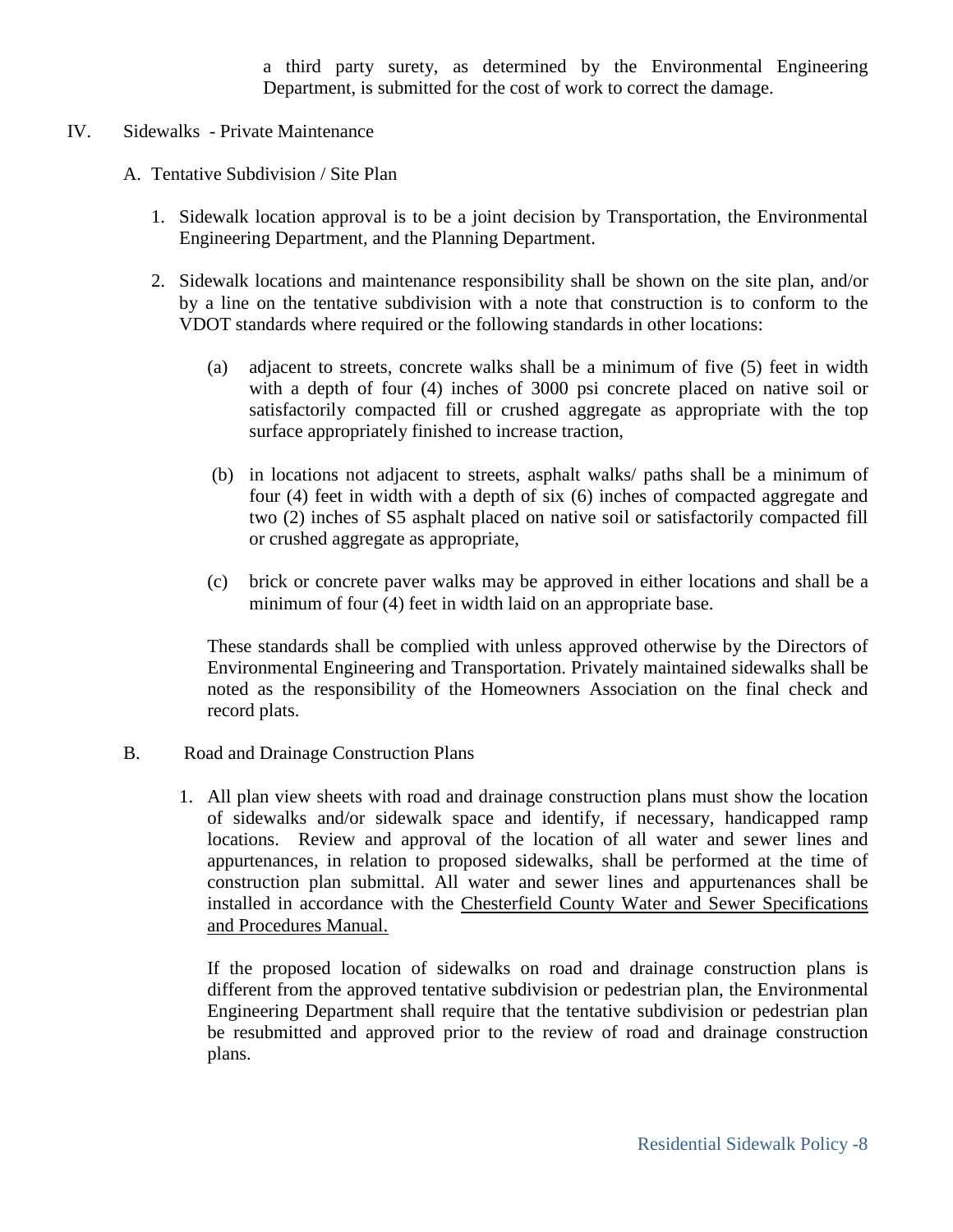a third party surety, as determined by the Environmental Engineering Department, is submitted for the cost of work to correct the damage.

IV. Sidewalks - Private Maintenance

A. Tentative Subdivision / Site Plan

1. Sidewalk location approval is to be a joint decision by Transportation, the Environmental Engineering Department, and the Planning Department.

2. Sidewalk locations and maintenance responsibility shall be shown on the site plan, and/or by a line on the tentative subdivision with a note that construction is to conform to the VDOT standards where required or the following standards in other locations:

   (a) adjacent to streets, concrete walks shall be a minimum of five (5) feet in width with a depth of four (4) inches of 3000 psi concrete placed on native soil or satisfactorily compacted fill or crushed aggregate as appropriate with the top surface appropriately finished to increase traction,

   (b) in locations not adjacent to streets, asphalt walks/ paths shall be a minimum of four (4) feet in width with a depth of six (6) inches of compacted aggregate and two (2) inches of S5 asphalt placed on native soil or satisfactorily compacted fill or crushed aggregate as appropriate,

   (c) brick or concrete paver walks may be approved in either locations and shall be a minimum of four (4) feet in width laid on an appropriate base.

   These standards shall be complied with unless approved otherwise by the Directors of Environmental Engineering and Transportation. Privately maintained sidewalks shall be noted as the responsibility of the Homeowners Association on the final check and record plats.

B. Road and Drainage Construction Plans

1. All plan view sheets with road and drainage construction plans must show the location of sidewalks and/or sidewalk space and identify, if necessary, handicapped ramp locations. Review and approval of the location of all water and sewer lines and appurtenances, in relation to proposed sidewalks, shall be performed at the time of construction plan submittal. All water and sewer lines and appurtenances shall be installed in accordance with the Chesterfield County Water and Sewer Specifications and Procedures Manual.

   If the proposed location of sidewalks on road and drainage construction plans is different from the approved tentative subdivision or pedestrian plan, the Environmental Engineering Department shall require that the tentative subdivision or pedestrian plan be resubmitted and approved prior to the review of road and drainage construction plans.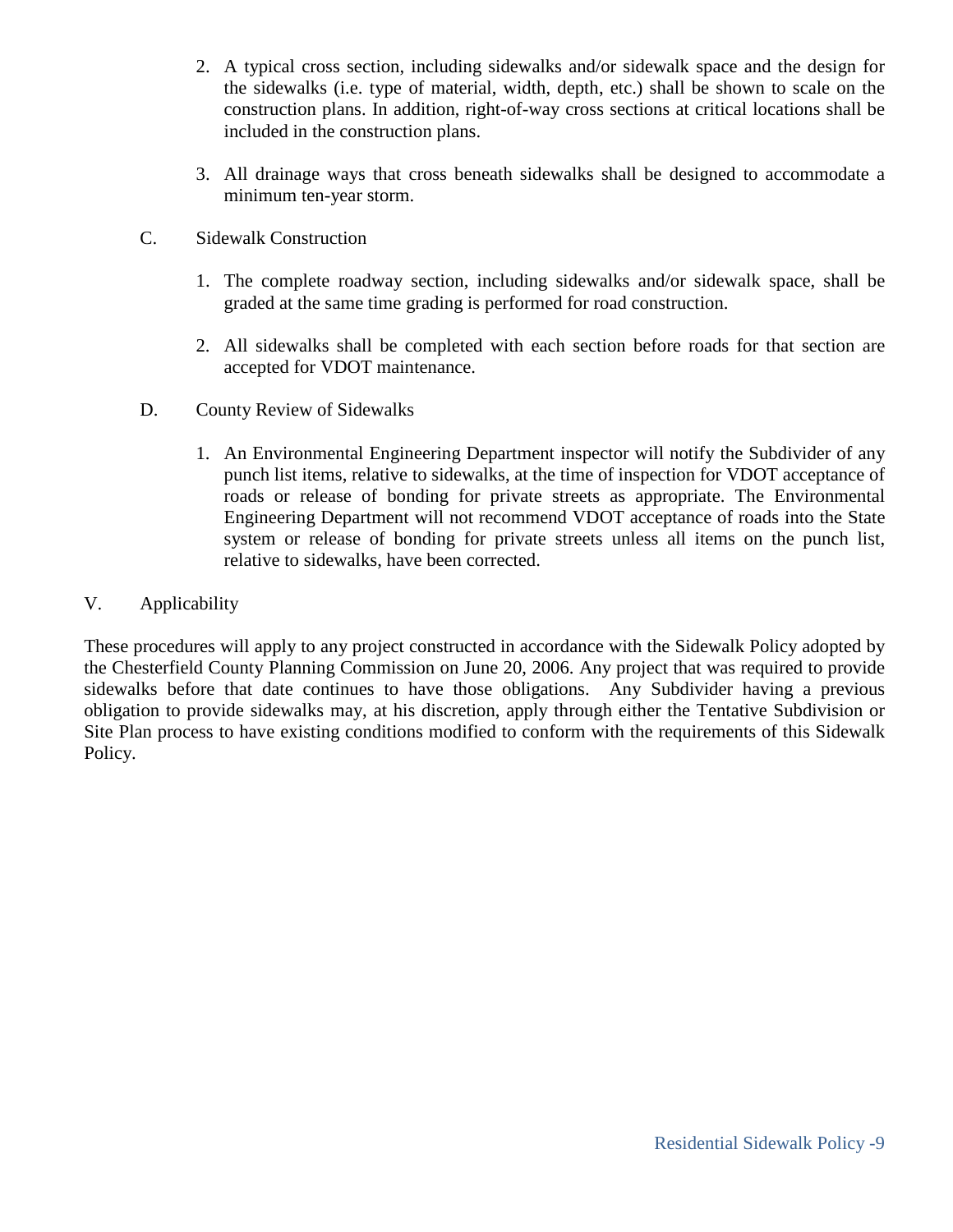2. A typical cross section, including sidewalks and/or sidewalk space and the design for the sidewalks (i.e. type of material, width, depth, etc.) shall be shown to scale on the construction plans. In addition, right-of-way cross sections at critical locations shall be included in the construction plans.

3. All drainage ways that cross beneath sidewalks shall be designed to accommodate a minimum ten-year storm.

C. Sidewalk Construction

1. The complete roadway section, including sidewalks and/or sidewalk space, shall be graded at the same time grading is performed for road construction.

2. All sidewalks shall be completed with each section before roads for that section are accepted for VDOT maintenance.

D. County Review of Sidewalks

1. An Environmental Engineering Department inspector will notify the Subdivider of any punch list items, relative to sidewalks, at the time of inspection for VDOT acceptance of roads or release of bonding for private streets as appropriate. The Environmental Engineering Department will not recommend VDOT acceptance of roads into the State system or release of bonding for private streets unless all items on the punch list, relative to sidewalks, have been corrected.

V. Applicability

These procedures will apply to any project constructed in accordance with the Sidewalk Policy adopted by the Chesterfield County Planning Commission on June 20, 2006. Any project that was required to provide sidewalks before that date continues to have those obligations. Any Subdivider having a previous obligation to provide sidewalks may, at his discretion, apply through either the Tentative Subdivision or Site Plan process to have existing conditions modified to conform with the requirements of this Sidewalk Policy.